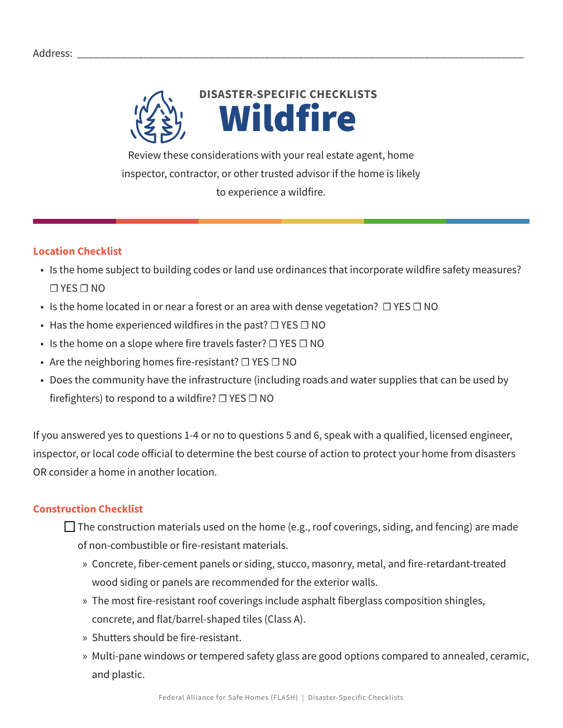Address: ______________________________________________________________________________

DISASTER-SPECIFIC CHECKLISTS

# Wildfire

Review these considerations with your real estate agent, home inspector, contractor, or other trusted advisor if the home is likely to experience a wildfire.

## Location Checklist

- Is the home subject to building codes or land use ordinances that incorporate wildfire safety measures? ☐ YES ☐ NO
- Is the home located in or near a forest or an area with dense vegetation? ☐ YES ☐ NO
- Has the home experienced wildfires in the past? ☐ YES ☐ NO
- Is the home on a slope where fire travels faster? ☐ YES ☐ NO
- Are the neighboring homes fire-resistant? ☐ YES ☐ NO
- Does the community have the infrastructure (including roads and water supplies that can be used by firefighters) to respond to a wildfire? ☐ YES ☐ NO

If you answered yes to questions 1-4 or no to questions 5 and 6, speak with a qualified, licensed engineer, inspector, or local code official to determine the best course of action to protect your home from disasters OR consider a home in another location.

## Construction Checklist

☐ The construction materials used on the home (e.g., roof coverings, siding, and fencing) are made of non-combustible or fire-resistant materials.

- » Concrete, fiber-cement panels or siding, stucco, masonry, metal, and fire-retardant-treated wood siding or panels are recommended for the exterior walls.
- » The most fire-resistant roof coverings include asphalt fiberglass composition shingles, concrete, and flat/barrel-shaped tiles (Class A).
- » Shutters should be fire-resistant.
- » Multi-pane windows or tempered safety glass are good options compared to annealed, ceramic, and plastic.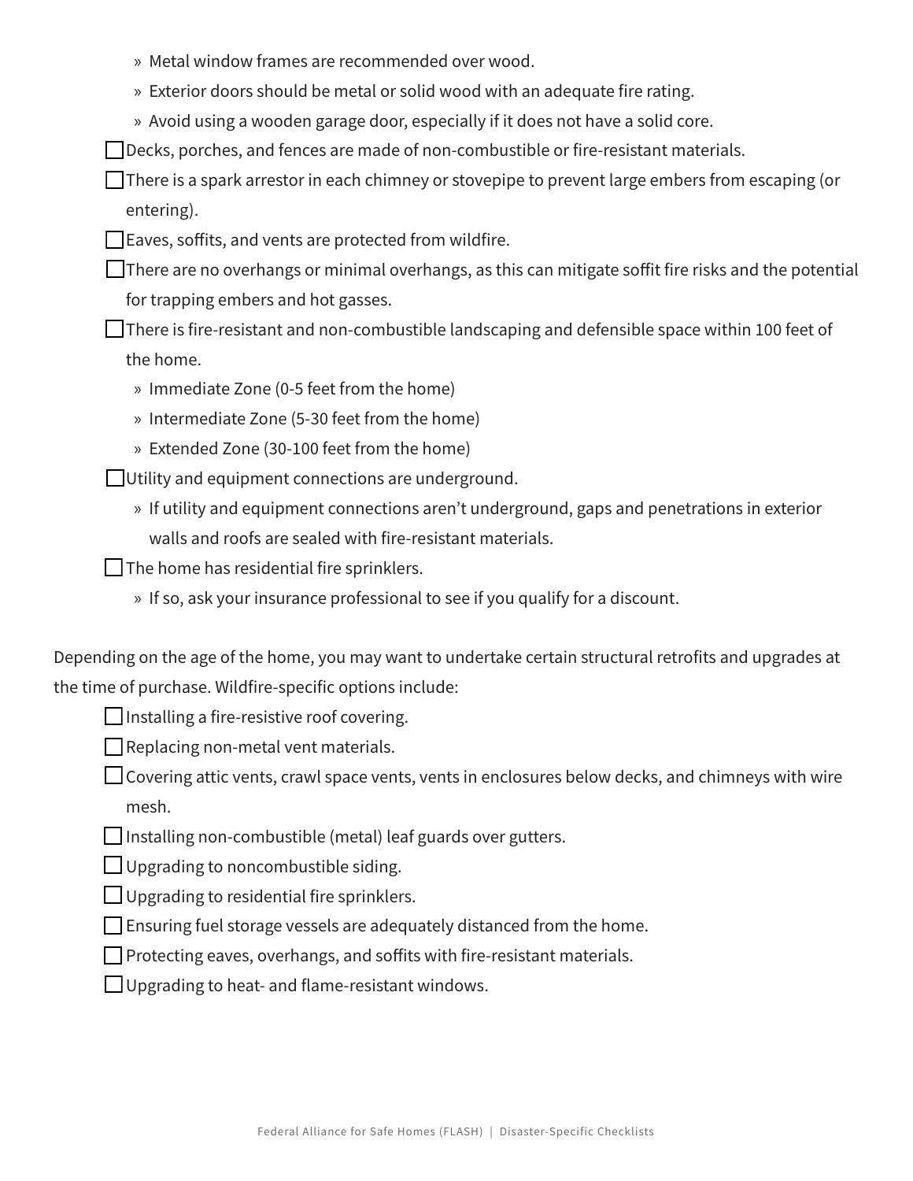- Metal window frames are recommended over wood.
  - Exterior doors should be metal or solid wood with an adequate fire rating.
  - Avoid using a wooden garage door, especially if it does not have a solid core.
- [ ] Decks, porches, and fences are made of non-combustible or fire-resistant materials.
- [ ] There is a spark arrestor in each chimney or stovepipe to prevent large embers from escaping (or entering).
- [ ] Eaves, soffits, and vents are protected from wildfire.
- [ ] There are no overhangs or minimal overhangs, as this can mitigate soffit fire risks and the potential for trapping embers and hot gasses.
- [ ] There is fire-resistant and non-combustible landscaping and defensible space within 100 feet of the home.
  - Immediate Zone (0-5 feet from the home)
  - Intermediate Zone (5-30 feet from the home)
  - Extended Zone (30-100 feet from the home)
- [ ] Utility and equipment connections are underground.
  - If utility and equipment connections aren't underground, gaps and penetrations in exterior walls and roofs are sealed with fire-resistant materials.
- [ ] The home has residential fire sprinklers.
  - If so, ask your insurance professional to see if you qualify for a discount.

Depending on the age of the home, you may want to undertake certain structural retrofits and upgrades at the time of purchase. Wildfire-specific options include:

- [ ] Installing a fire-resistive roof covering.
- [ ] Replacing non-metal vent materials.
- [ ] Covering attic vents, crawl space vents, vents in enclosures below decks, and chimneys with wire mesh.
- [ ] Installing non-combustible (metal) leaf guards over gutters.
- [ ] Upgrading to noncombustible siding.
- [ ] Upgrading to residential fire sprinklers.
- [ ] Ensuring fuel storage vessels are adequately distanced from the home.
- [ ] Protecting eaves, overhangs, and soffits with fire-resistant materials.
- [ ] Upgrading to heat- and flame-resistant windows.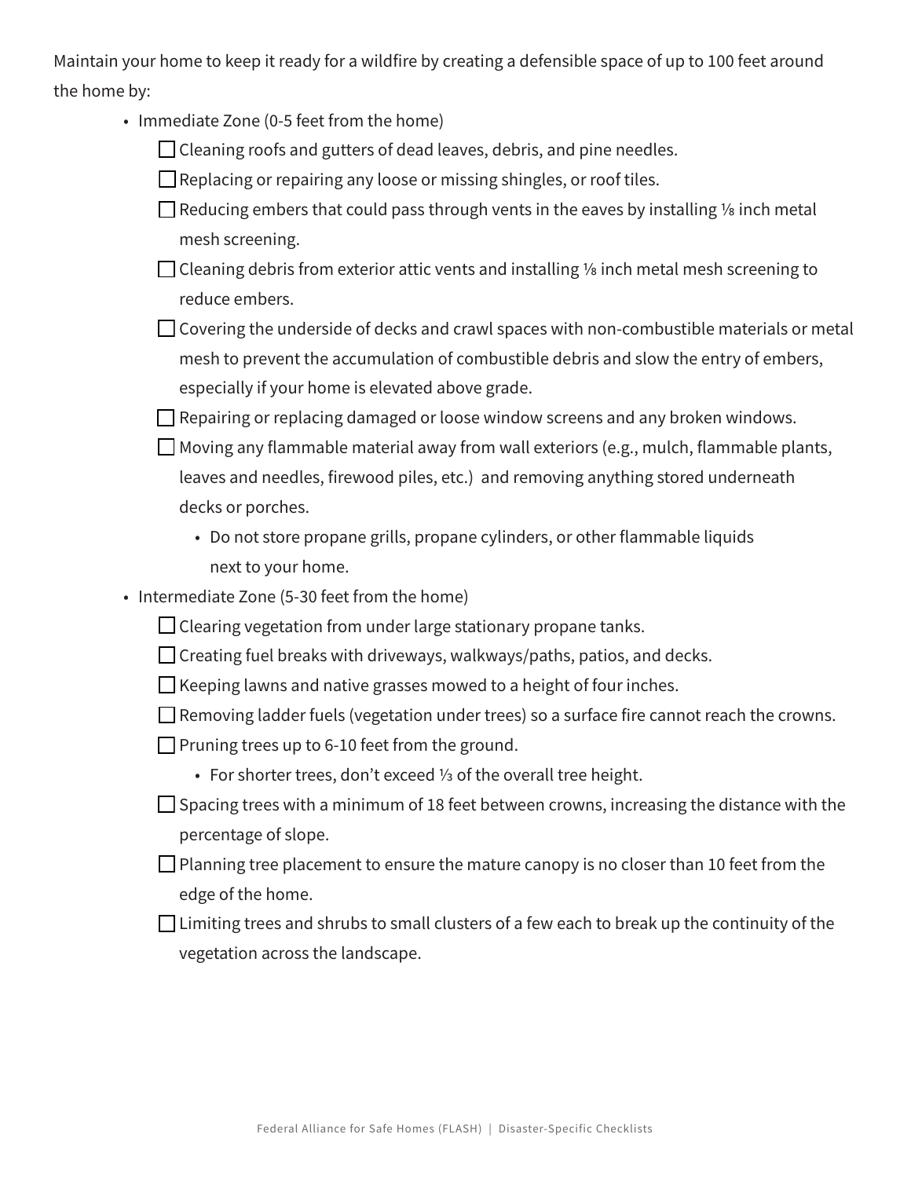Maintain your home to keep it ready for a wildfire by creating a defensible space of up to 100 feet around the home by:

- Immediate Zone (0-5 feet from the home)
  - [ ] Cleaning roofs and gutters of dead leaves, debris, and pine needles.
  - [ ] Replacing or repairing any loose or missing shingles, or roof tiles.
  - [ ] Reducing embers that could pass through vents in the eaves by installing ⅛ inch metal mesh screening.
  - [ ] Cleaning debris from exterior attic vents and installing ⅛ inch metal mesh screening to reduce embers.
  - [ ] Covering the underside of decks and crawl spaces with non-combustible materials or metal mesh to prevent the accumulation of combustible debris and slow the entry of embers, especially if your home is elevated above grade.
  - [ ] Repairing or replacing damaged or loose window screens and any broken windows.
  - [ ] Moving any flammable material away from wall exteriors (e.g., mulch, flammable plants, leaves and needles, firewood piles, etc.) and removing anything stored underneath decks or porches.
    - Do not store propane grills, propane cylinders, or other flammable liquids next to your home.
- Intermediate Zone (5-30 feet from the home)
  - [ ] Clearing vegetation from under large stationary propane tanks.
  - [ ] Creating fuel breaks with driveways, walkways/paths, patios, and decks.
  - [ ] Keeping lawns and native grasses mowed to a height of four inches.
  - [ ] Removing ladder fuels (vegetation under trees) so a surface fire cannot reach the crowns.
  - [ ] Pruning trees up to 6-10 feet from the ground.
    - For shorter trees, don't exceed ⅓ of the overall tree height.
  - [ ] Spacing trees with a minimum of 18 feet between crowns, increasing the distance with the percentage of slope.
  - [ ] Planning tree placement to ensure the mature canopy is no closer than 10 feet from the edge of the home.
  - [ ] Limiting trees and shrubs to small clusters of a few each to break up the continuity of the vegetation across the landscape.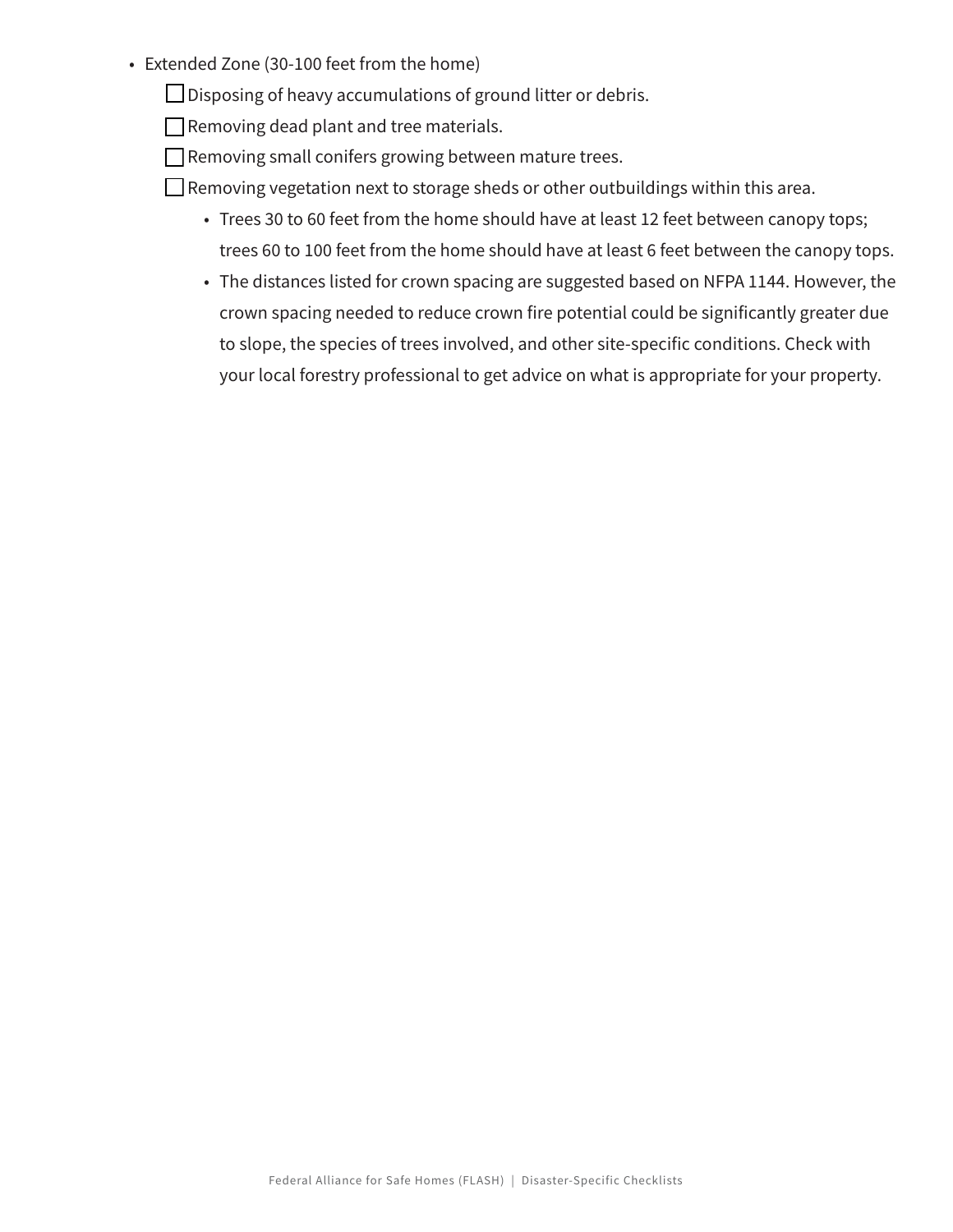- Extended Zone (30-100 feet from the home)
  - [ ] Disposing of heavy accumulations of ground litter or debris.
  - [ ] Removing dead plant and tree materials.
  - [ ] Removing small conifers growing between mature trees.
  - [ ] Removing vegetation next to storage sheds or other outbuildings within this area.
    - Trees 30 to 60 feet from the home should have at least 12 feet between canopy tops; trees 60 to 100 feet from the home should have at least 6 feet between the canopy tops.
    - The distances listed for crown spacing are suggested based on NFPA 1144. However, the crown spacing needed to reduce crown fire potential could be significantly greater due to slope, the species of trees involved, and other site-specific conditions. Check with your local forestry professional to get advice on what is appropriate for your property.